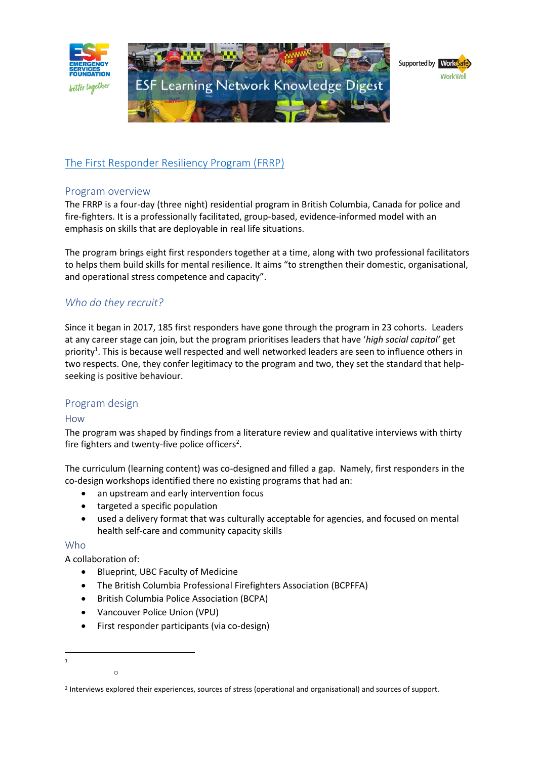ESF Learning Network Knowledge Digest

Supported by WorkSafe WorkWell

# The First Responder Resiliency Program (FRRP)

## Program overview

The FRRP is a four-day (three night) residential program in British Columbia, Canada for police and fire-fighters. It is a professionally facilitated, group-based, evidence-informed model with an emphasis on skills that are deployable in real life situations.

The program brings eight first responders together at a time, along with two professional facilitators to helps them build skills for mental resilience. It aims "to strengthen their domestic, organisational, and operational stress competence and capacity".

## *Who do they recruit?*

Since it began in 2017, 185 first responders have gone through the program in 23 cohorts. Leaders at any career stage can join, but the program prioritises leaders that have '*high social capital'* get priority[1]. This is because well respected and well networked leaders are seen to influence others in two respects. One, they confer legitimacy to the program and two, they set the standard that help-seeking is positive behaviour.

## Program design

### How

The program was shaped by findings from a literature review and qualitative interviews with thirty fire fighters and twenty-five police officers[2].

The curriculum (learning content) was co-designed and filled a gap. Namely, first responders in the co-design workshops identified there no existing programs that had an:

- an upstream and early intervention focus
- targeted a specific population
- used a delivery format that was culturally acceptable for agencies, and focused on mental health self-care and community capacity skills

### Who

A collaboration of:

- Blueprint, UBC Faculty of Medicine
- The British Columbia Professional Firefighters Association (BCPFFA)
- British Columbia Police Association (BCPA)
- Vancouver Police Union (VPU)
- First responder participants (via co-design)

---

[1]

- o

[2] Interviews explored their experiences, sources of stress (operational and organisational) and sources of support.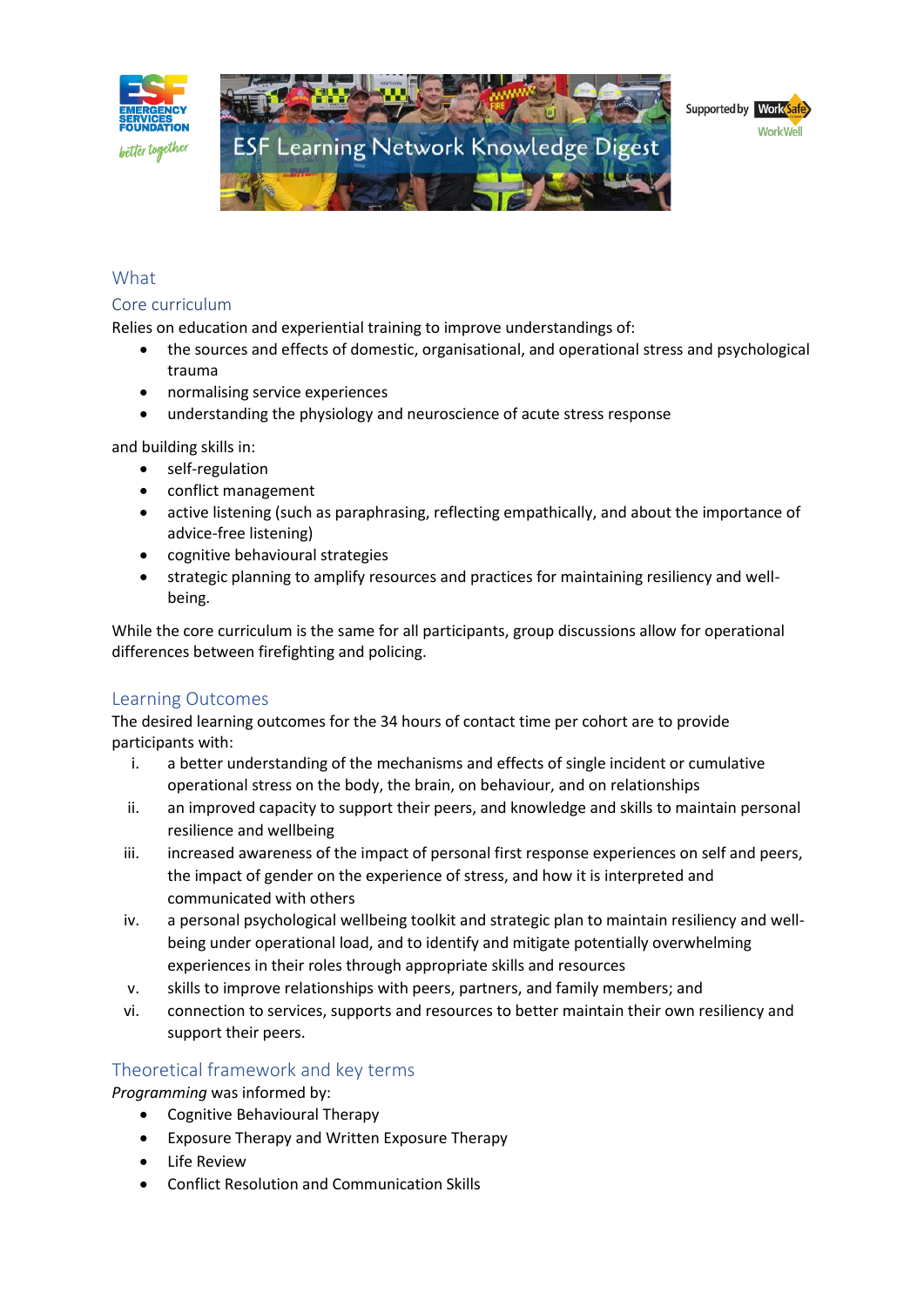## What

### Core curriculum

Relies on education and experiential training to improve understandings of:

- the sources and effects of domestic, organisational, and operational stress and psychological trauma
- normalising service experiences
- understanding the physiology and neuroscience of acute stress response

and building skills in:

- self-regulation
- conflict management
- active listening (such as paraphrasing, reflecting empathically, and about the importance of advice-free listening)
- cognitive behavioural strategies
- strategic planning to amplify resources and practices for maintaining resiliency and well-being.

While the core curriculum is the same for all participants, group discussions allow for operational differences between firefighting and policing.

### Learning Outcomes

The desired learning outcomes for the 34 hours of contact time per cohort are to provide participants with:

i. a better understanding of the mechanisms and effects of single incident or cumulative operational stress on the body, the brain, on behaviour, and on relationships
ii. an improved capacity to support their peers, and knowledge and skills to maintain personal resilience and wellbeing
iii. increased awareness of the impact of personal first response experiences on self and peers, the impact of gender on the experience of stress, and how it is interpreted and communicated with others
iv. a personal psychological wellbeing toolkit and strategic plan to maintain resiliency and well-being under operational load, and to identify and mitigate potentially overwhelming experiences in their roles through appropriate skills and resources
v. skills to improve relationships with peers, partners, and family members; and
vi. connection to services, supports and resources to better maintain their own resiliency and support their peers.

### Theoretical framework and key terms

*Programming* was informed by:

- Cognitive Behavioural Therapy
- Exposure Therapy and Written Exposure Therapy
- Life Review
- Conflict Resolution and Communication Skills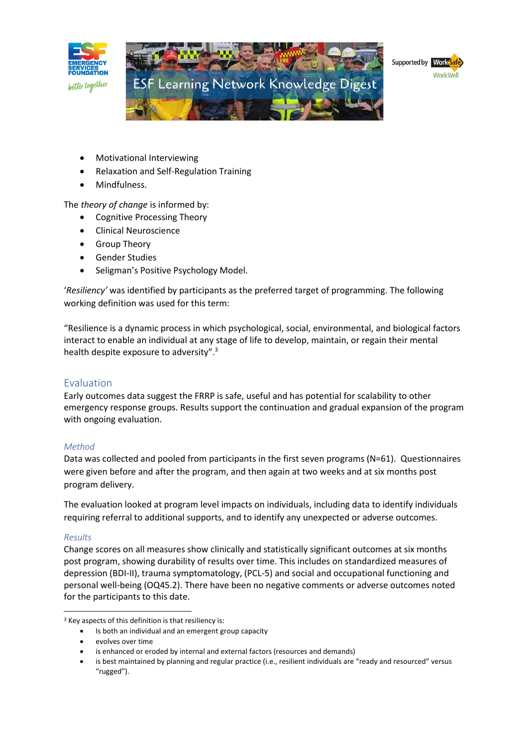- Motivational Interviewing
- Relaxation and Self-Regulation Training
- Mindfulness.

The *theory of change* is informed by:

- Cognitive Processing Theory
- Clinical Neuroscience
- Group Theory
- Gender Studies
- Seligman's Positive Psychology Model.

'*Resiliency'* was identified by participants as the preferred target of programming. The following working definition was used for this term:

"Resilience is a dynamic process in which psychological, social, environmental, and biological factors interact to enable an individual at any stage of life to develop, maintain, or regain their mental health despite exposure to adversity".[3]

## Evaluation

Early outcomes data suggest the FRRP is safe, useful and has potential for scalability to other emergency response groups. Results support the continuation and gradual expansion of the program with ongoing evaluation.

### *Method*

Data was collected and pooled from participants in the first seven programs (N=61). Questionnaires were given before and after the program, and then again at two weeks and at six months post program delivery.

The evaluation looked at program level impacts on individuals, including data to identify individuals requiring referral to additional supports, and to identify any unexpected or adverse outcomes.

### *Results*

Change scores on all measures show clinically and statistically significant outcomes at six months post program, showing durability of results over time. This includes on standardized measures of depression (BDI-II), trauma symptomatology, (PCL-5) and social and occupational functioning and personal well-being (OQ45.2). There have been no negative comments or adverse outcomes noted for the participants to this date.

---

[3] Key aspects of this definition is that resiliency is:

- Is both an individual and an emergent group capacity
- evolves over time
- is enhanced or eroded by internal and external factors (resources and demands)
- is best maintained by planning and regular practice (i.e., resilient individuals are "ready and resourced" versus "rugged").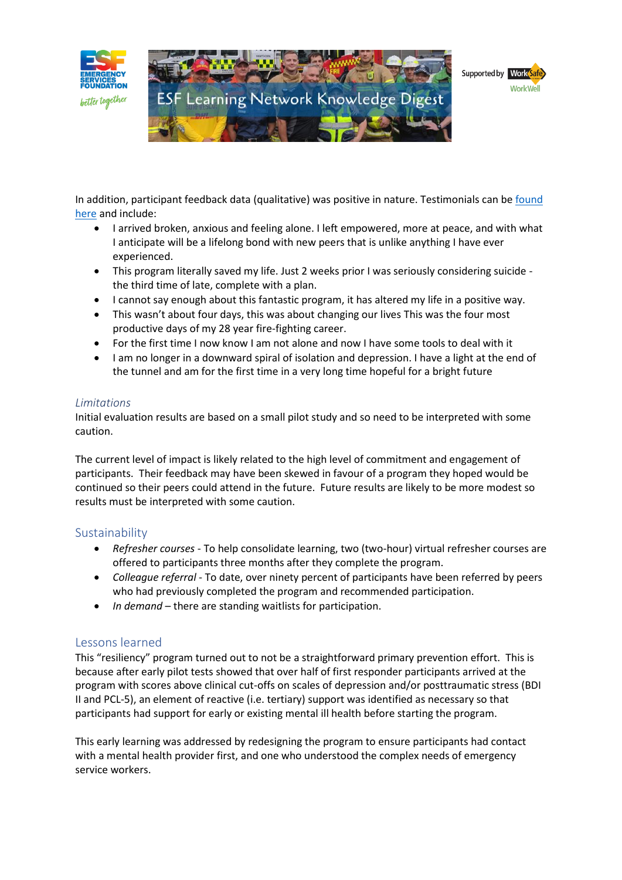In addition, participant feedback data (qualitative) was positive in nature. Testimonials can be found here and include:

- I arrived broken, anxious and feeling alone. I left empowered, more at peace, and with what I anticipate will be a lifelong bond with new peers that is unlike anything I have ever experienced.
- This program literally saved my life. Just 2 weeks prior I was seriously considering suicide - the third time of late, complete with a plan.
- I cannot say enough about this fantastic program, it has altered my life in a positive way.
- This wasn't about four days, this was about changing our lives This was the four most productive days of my 28 year fire-fighting career.
- For the first time I now know I am not alone and now I have some tools to deal with it
- I am no longer in a downward spiral of isolation and depression. I have a light at the end of the tunnel and am for the first time in a very long time hopeful for a bright future

### *Limitations*

Initial evaluation results are based on a small pilot study and so need to be interpreted with some caution.

The current level of impact is likely related to the high level of commitment and engagement of participants. Their feedback may have been skewed in favour of a program they hoped would be continued so their peers could attend in the future. Future results are likely to be more modest so results must be interpreted with some caution.

## Sustainability

- *Refresher courses* - To help consolidate learning, two (two-hour) virtual refresher courses are offered to participants three months after they complete the program.
- *Colleague referral* - To date, over ninety percent of participants have been referred by peers who had previously completed the program and recommended participation.
- *In demand* – there are standing waitlists for participation.

## Lessons learned

This "resiliency" program turned out to not be a straightforward primary prevention effort. This is because after early pilot tests showed that over half of first responder participants arrived at the program with scores above clinical cut-offs on scales of depression and/or posttraumatic stress (BDI II and PCL-5), an element of reactive (i.e. tertiary) support was identified as necessary so that participants had support for early or existing mental ill health before starting the program.

This early learning was addressed by redesigning the program to ensure participants had contact with a mental health provider first, and one who understood the complex needs of emergency service workers.